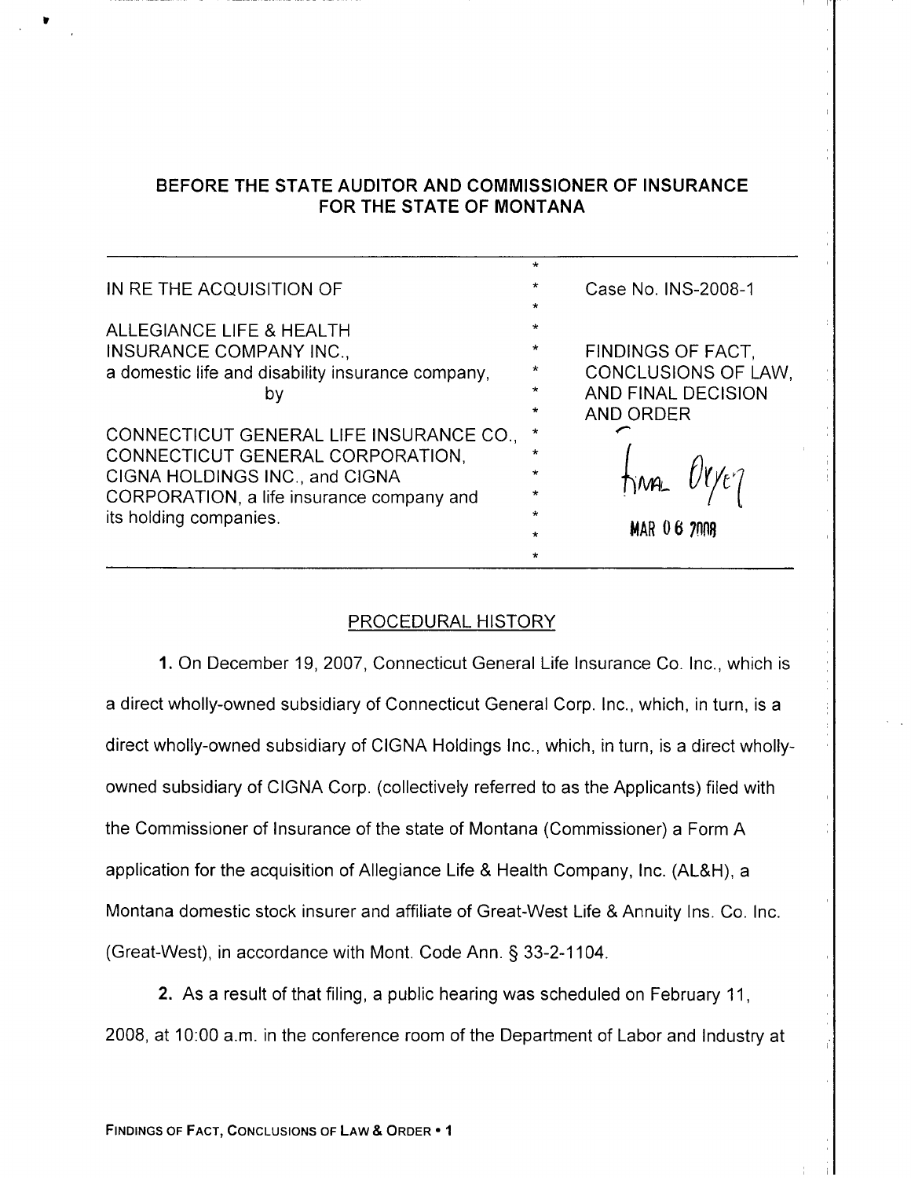## BEFORE THE STATE AUDITOR AND COMMISSIONER OF INSURANCE FOR THE STATE OF MONTANA

| | |
|---|---|
| IN RE THE ACQUISITION OF<br><br>ALLEGIANCE LIFE & HEALTH INSURANCE COMPANY INC.,<br>a domestic life and disability insurance company,<br>by<br><br>CONNECTICUT GENERAL LIFE INSURANCE CO., CONNECTICUT GENERAL CORPORATION, CIGNA HOLDINGS INC., and CIGNA CORPORATION, a life insurance company and its holding companies. | Case No. INS-2008-1<br><br>FINDINGS OF FACT, CONCLUSIONS OF LAW, AND FINAL DECISION AND ORDER<br><br>Final Order<br><br>MAR 06 2008 |

## PROCEDURAL HISTORY

**1.** On December 19, 2007, Connecticut General Life Insurance Co. Inc., which is a direct wholly-owned subsidiary of Connecticut General Corp. Inc., which, in turn, is a direct wholly-owned subsidiary of CIGNA Holdings Inc., which, in turn, is a direct wholly-owned subsidiary of CIGNA Corp. (collectively referred to as the Applicants) filed with the Commissioner of Insurance of the state of Montana (Commissioner) a Form A application for the acquisition of Allegiance Life & Health Company, Inc. (AL&H), a Montana domestic stock insurer and affiliate of Great-West Life & Annuity Ins. Co. Inc. (Great-West), in accordance with Mont. Code Ann. § 33-2-1104.

**2.** As a result of that filing, a public hearing was scheduled on February 11, 2008, at 10:00 a.m. in the conference room of the Department of Labor and Industry at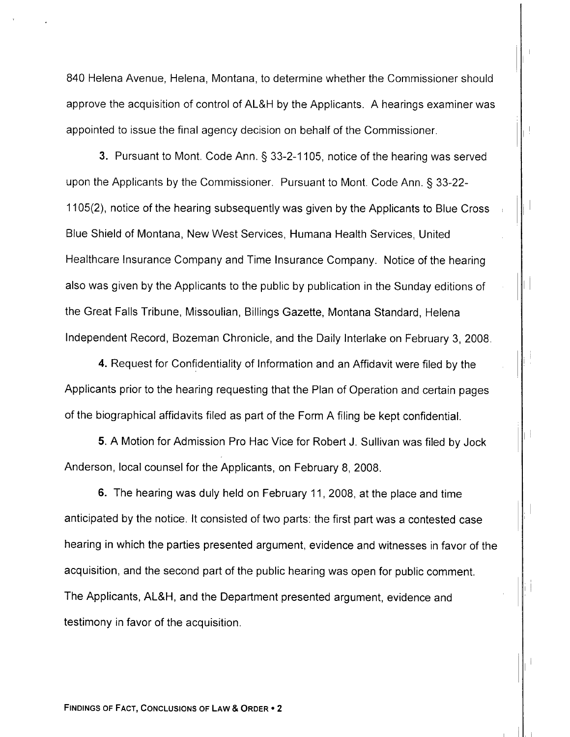840 Helena Avenue, Helena, Montana, to determine whether the Commissioner should approve the acquisition of control of AL&H by the Applicants. A hearings examiner was appointed to issue the final agency decision on behalf of the Commissioner.

**3.** Pursuant to Mont. Code Ann. § 33-2-1105, notice of the hearing was served upon the Applicants by the Commissioner. Pursuant to Mont. Code Ann. § 33-22-1105(2), notice of the hearing subsequently was given by the Applicants to Blue Cross Blue Shield of Montana, New West Services, Humana Health Services, United Healthcare Insurance Company and Time Insurance Company. Notice of the hearing also was given by the Applicants to the public by publication in the Sunday editions of the Great Falls Tribune, Missoulian, Billings Gazette, Montana Standard, Helena Independent Record, Bozeman Chronicle, and the Daily Interlake on February 3, 2008.

**4.** Request for Confidentiality of Information and an Affidavit were filed by the Applicants prior to the hearing requesting that the Plan of Operation and certain pages of the biographical affidavits filed as part of the Form A filing be kept confidential.

**5.** A Motion for Admission Pro Hac Vice for Robert J. Sullivan was filed by Jock Anderson, local counsel for the Applicants, on February 8, 2008.

**6.** The hearing was duly held on February 11, 2008, at the place and time anticipated by the notice. It consisted of two parts: the first part was a contested case hearing in which the parties presented argument, evidence and witnesses in favor of the acquisition, and the second part of the public hearing was open for public comment. The Applicants, AL&H, and the Department presented argument, evidence and testimony in favor of the acquisition.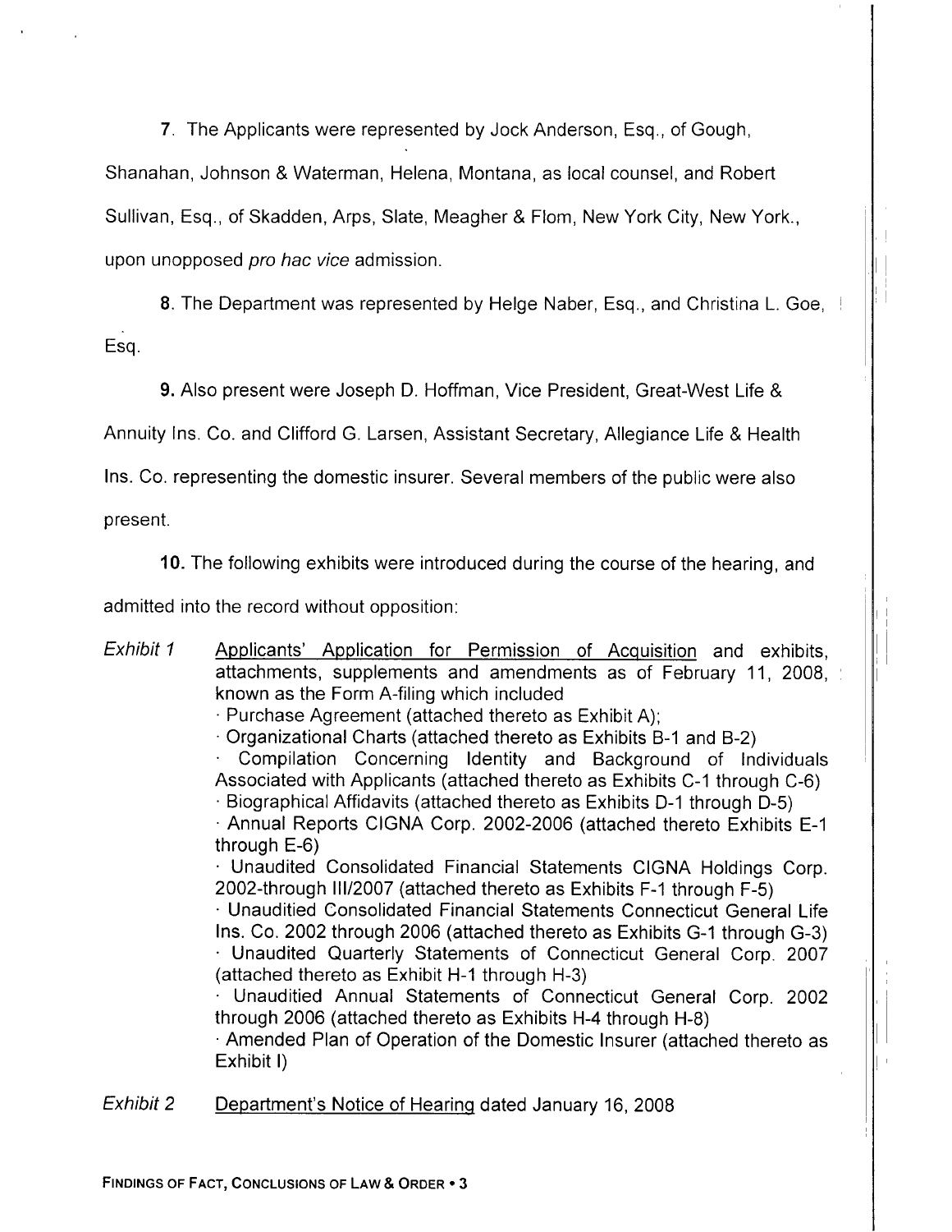**7**. The Applicants were represented by Jock Anderson, Esq., of Gough, Shanahan, Johnson & Waterman, Helena, Montana, as local counsel, and Robert Sullivan, Esq., of Skadden, Arps, Slate, Meagher & Flom, New York City, New York., upon unopposed *pro hac vice* admission.

**8**. The Department was represented by Helge Naber, Esq., and Christina L. Goe, Esq.

**9.** Also present were Joseph D. Hoffman, Vice President, Great-West Life & Annuity Ins. Co. and Clifford G. Larsen, Assistant Secretary, Allegiance Life & Health Ins. Co. representing the domestic insurer. Several members of the public were also present.

**10.** The following exhibits were introduced during the course of the hearing, and admitted into the record without opposition:

*Exhibit 1* Applicants' Application for Permission of Acquisition and exhibits, attachments, supplements and amendments as of February 11, 2008, known as the Form A-filing which included

- Purchase Agreement (attached thereto as Exhibit A);
- Organizational Charts (attached thereto as Exhibits B-1 and B-2)
- Compilation Concerning Identity and Background of Individuals Associated with Applicants (attached thereto as Exhibits C-1 through C-6)
- Biographical Affidavits (attached thereto as Exhibits D-1 through D-5)
- Annual Reports CIGNA Corp. 2002-2006 (attached thereto Exhibits E-1 through E-6)
- Unaudited Consolidated Financial Statements CIGNA Holdings Corp. 2002-through III/2007 (attached thereto as Exhibits F-1 through F-5)
- Unauditied Consolidated Financial Statements Connecticut General Life Ins. Co. 2002 through 2006 (attached thereto as Exhibits G-1 through G-3)
- Unaudited Quarterly Statements of Connecticut General Corp. 2007 (attached thereto as Exhibit H-1 through H-3)
- Unauditied Annual Statements of Connecticut General Corp. 2002 through 2006 (attached thereto as Exhibits H-4 through H-8)
- Amended Plan of Operation of the Domestic Insurer (attached thereto as Exhibit I)

*Exhibit 2* Department's Notice of Hearing dated January 16, 2008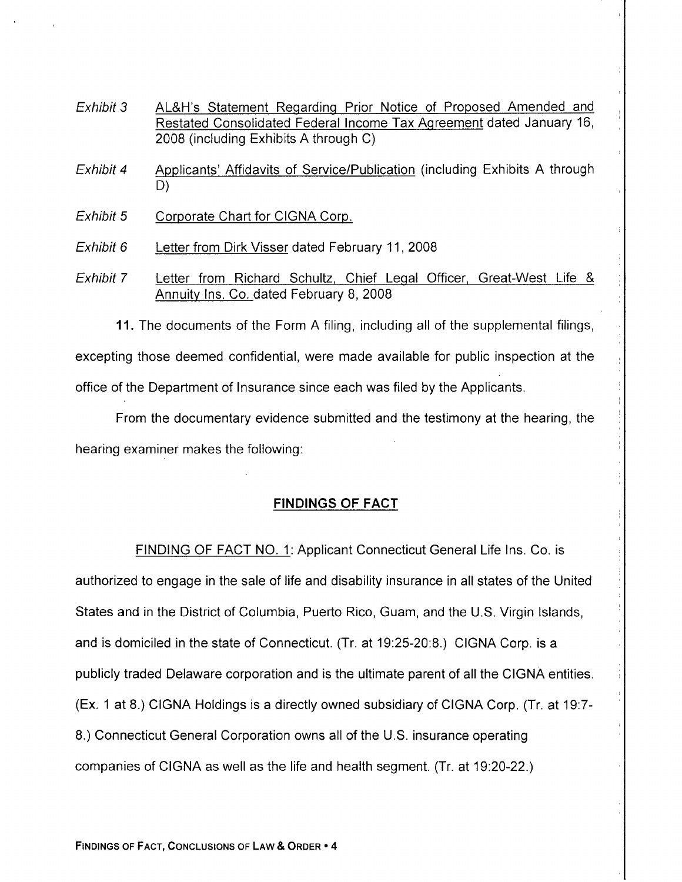*Exhibit 3* <u>AL&H's Statement Regarding Prior Notice of Proposed Amended and Restated Consolidated Federal Income Tax Agreement</u> dated January 16, 2008 (including Exhibits A through C)

*Exhibit 4* <u>Applicants' Affidavits of Service/Publication</u> (including Exhibits A through D)

*Exhibit 5* <u>Corporate Chart for CIGNA Corp.</u>

*Exhibit 6* <u>Letter from Dirk Visser</u> dated February 11, 2008

*Exhibit 7* <u>Letter from Richard Schultz, Chief Legal Officer, Great-West Life & Annuity Ins. Co.</u> dated February 8, 2008

**11.** The documents of the Form A filing, including all of the supplemental filings, excepting those deemed confidential, were made available for public inspection at the office of the Department of Insurance since each was filed by the Applicants.

From the documentary evidence submitted and the testimony at the hearing, the hearing examiner makes the following:

## FINDINGS OF FACT

<u>FINDING OF FACT NO. 1</u>: Applicant Connecticut General Life Ins. Co. is authorized to engage in the sale of life and disability insurance in all states of the United States and in the District of Columbia, Puerto Rico, Guam, and the U.S. Virgin Islands, and is domiciled in the state of Connecticut. (Tr. at 19:25-20:8.) CIGNA Corp. is a publicly traded Delaware corporation and is the ultimate parent of all the CIGNA entities. (Ex. 1 at 8.) CIGNA Holdings is a directly owned subsidiary of CIGNA Corp. (Tr. at 19:7-8.) Connecticut General Corporation owns all of the U.S. insurance operating companies of CIGNA as well as the life and health segment. (Tr. at 19:20-22.)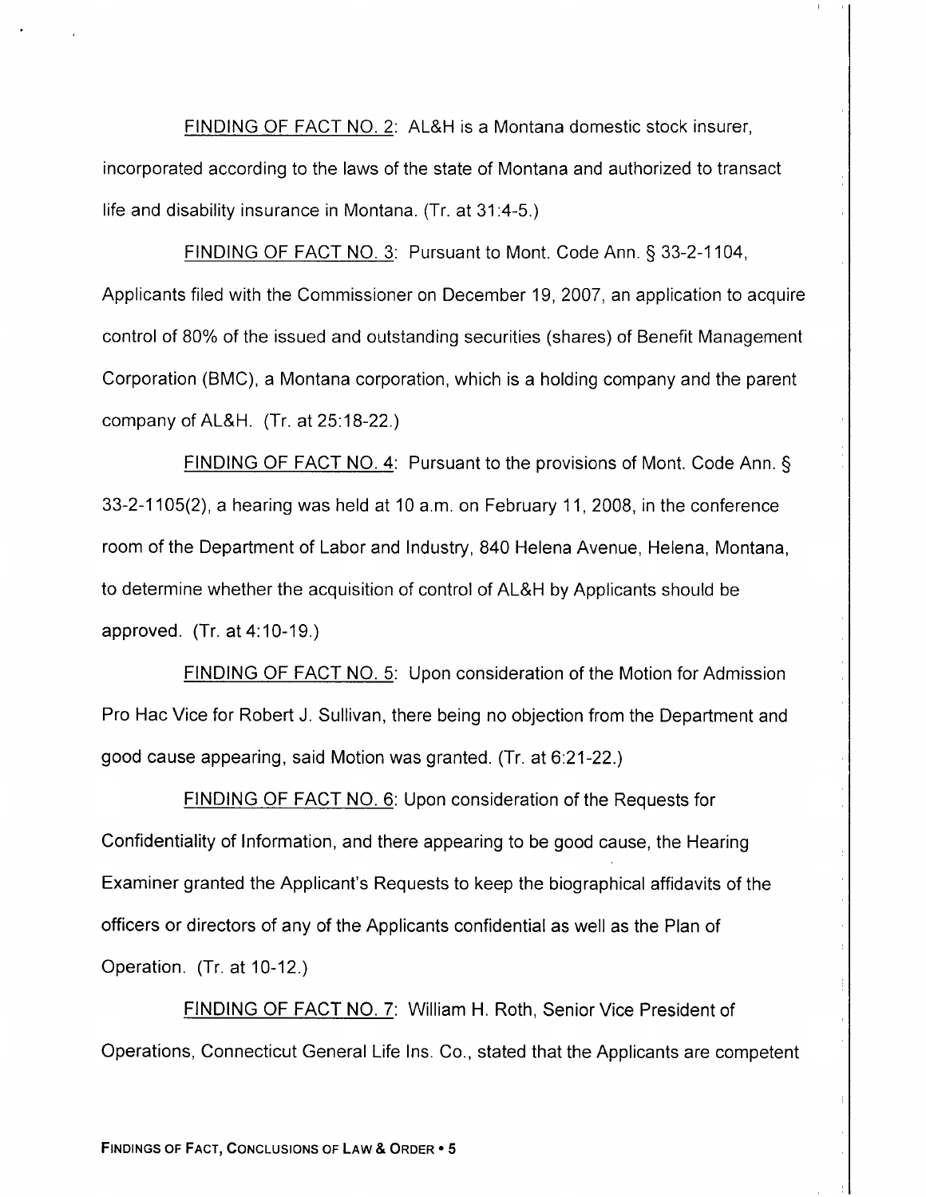FINDING OF FACT NO. 2: AL&H is a Montana domestic stock insurer, incorporated according to the laws of the state of Montana and authorized to transact life and disability insurance in Montana. (Tr. at 31:4-5.)

FINDING OF FACT NO. 3: Pursuant to Mont. Code Ann. § 33-2-1104, Applicants filed with the Commissioner on December 19, 2007, an application to acquire control of 80% of the issued and outstanding securities (shares) of Benefit Management Corporation (BMC), a Montana corporation, which is a holding company and the parent company of AL&H. (Tr. at 25:18-22.)

FINDING OF FACT NO. 4: Pursuant to the provisions of Mont. Code Ann. § 33-2-1105(2), a hearing was held at 10 a.m. on February 11, 2008, in the conference room of the Department of Labor and Industry, 840 Helena Avenue, Helena, Montana, to determine whether the acquisition of control of AL&H by Applicants should be approved. (Tr. at 4:10-19.)

FINDING OF FACT NO. 5: Upon consideration of the Motion for Admission Pro Hac Vice for Robert J. Sullivan, there being no objection from the Department and good cause appearing, said Motion was granted. (Tr. at 6:21-22.)

FINDING OF FACT NO. 6: Upon consideration of the Requests for Confidentiality of Information, and there appearing to be good cause, the Hearing Examiner granted the Applicant's Requests to keep the biographical affidavits of the officers or directors of any of the Applicants confidential as well as the Plan of Operation. (Tr. at 10-12.)

FINDING OF FACT NO. 7: William H. Roth, Senior Vice President of Operations, Connecticut General Life Ins. Co., stated that the Applicants are competent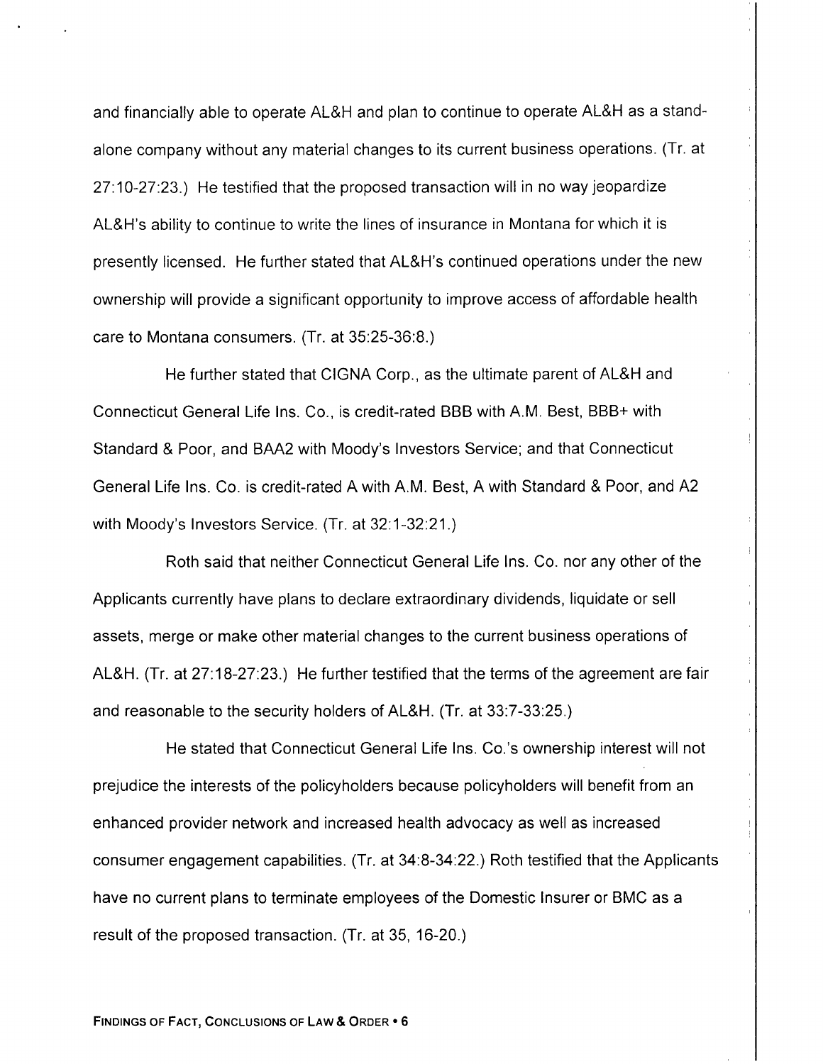and financially able to operate AL&H and plan to continue to operate AL&H as a stand-alone company without any material changes to its current business operations. (Tr. at 27:10-27:23.) He testified that the proposed transaction will in no way jeopardize AL&H's ability to continue to write the lines of insurance in Montana for which it is presently licensed. He further stated that AL&H's continued operations under the new ownership will provide a significant opportunity to improve access of affordable health care to Montana consumers. (Tr. at 35:25-36:8.)

He further stated that CIGNA Corp., as the ultimate parent of AL&H and Connecticut General Life Ins. Co., is credit-rated BBB with A.M. Best, BBB+ with Standard & Poor, and BAA2 with Moody's Investors Service; and that Connecticut General Life Ins. Co. is credit-rated A with A.M. Best, A with Standard & Poor, and A2 with Moody's Investors Service. (Tr. at 32:1-32:21.)

Roth said that neither Connecticut General Life Ins. Co. nor any other of the Applicants currently have plans to declare extraordinary dividends, liquidate or sell assets, merge or make other material changes to the current business operations of AL&H. (Tr. at 27:18-27:23.) He further testified that the terms of the agreement are fair and reasonable to the security holders of AL&H. (Tr. at 33:7-33:25.)

He stated that Connecticut General Life Ins. Co.'s ownership interest will not prejudice the interests of the policyholders because policyholders will benefit from an enhanced provider network and increased health advocacy as well as increased consumer engagement capabilities. (Tr. at 34:8-34:22.) Roth testified that the Applicants have no current plans to terminate employees of the Domestic Insurer or BMC as a result of the proposed transaction. (Tr. at 35, 16-20.)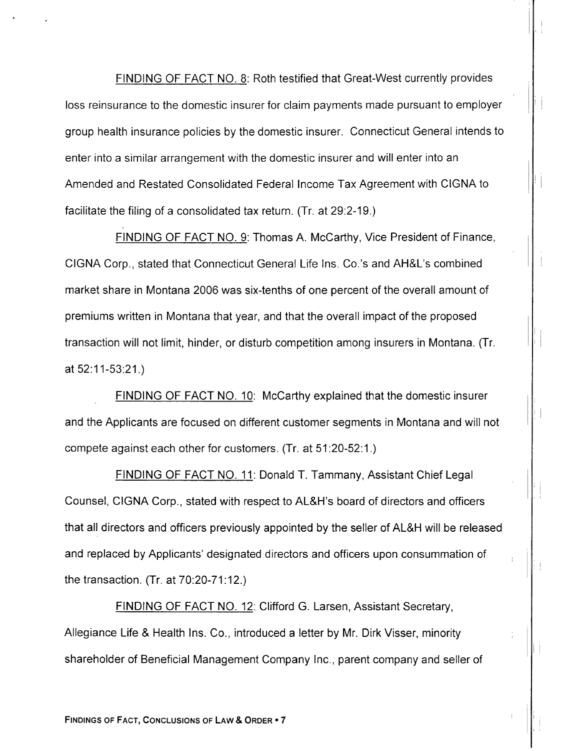FINDING OF FACT NO. 8: Roth testified that Great-West currently provides loss reinsurance to the domestic insurer for claim payments made pursuant to employer group health insurance policies by the domestic insurer. Connecticut General intends to enter into a similar arrangement with the domestic insurer and will enter into an Amended and Restated Consolidated Federal Income Tax Agreement with CIGNA to facilitate the filing of a consolidated tax return. (Tr. at 29:2-19.)

FINDING OF FACT NO. 9: Thomas A. McCarthy, Vice President of Finance, CIGNA Corp., stated that Connecticut General Life Ins. Co.'s and AH&L's combined market share in Montana 2006 was six-tenths of one percent of the overall amount of premiums written in Montana that year, and that the overall impact of the proposed transaction will not limit, hinder, or disturb competition among insurers in Montana. (Tr. at 52:11-53:21.)

FINDING OF FACT NO. 10: McCarthy explained that the domestic insurer and the Applicants are focused on different customer segments in Montana and will not compete against each other for customers. (Tr. at 51:20-52:1.)

FINDING OF FACT NO. 11: Donald T. Tammany, Assistant Chief Legal Counsel, CIGNA Corp., stated with respect to AL&H's board of directors and officers that all directors and officers previously appointed by the seller of AL&H will be released and replaced by Applicants' designated directors and officers upon consummation of the transaction. (Tr. at 70:20-71:12.)

FINDING OF FACT NO. 12: Clifford G. Larsen, Assistant Secretary, Allegiance Life & Health Ins. Co., introduced a letter by Mr. Dirk Visser, minority shareholder of Beneficial Management Company Inc., parent company and seller of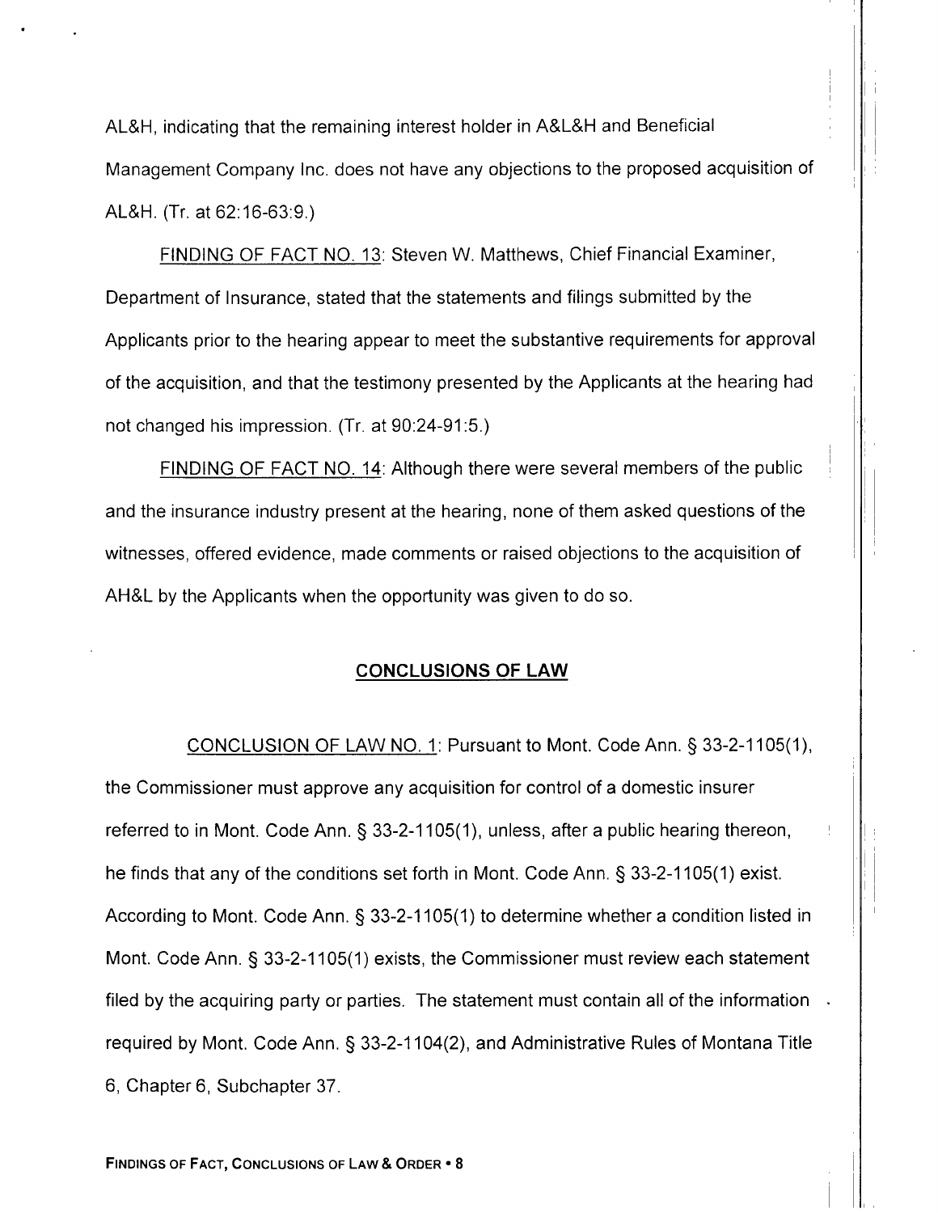AL&H, indicating that the remaining interest holder in A&L&H and Beneficial Management Company Inc. does not have any objections to the proposed acquisition of AL&H. (Tr. at 62:16-63:9.)

FINDING OF FACT NO. 13: Steven W. Matthews, Chief Financial Examiner, Department of Insurance, stated that the statements and filings submitted by the Applicants prior to the hearing appear to meet the substantive requirements for approval of the acquisition, and that the testimony presented by the Applicants at the hearing had not changed his impression. (Tr. at 90:24-91:5.)

FINDING OF FACT NO. 14: Although there were several members of the public and the insurance industry present at the hearing, none of them asked questions of the witnesses, offered evidence, made comments or raised objections to the acquisition of AH&L by the Applicants when the opportunity was given to do so.

## CONCLUSIONS OF LAW

CONCLUSION OF LAW NO. 1: Pursuant to Mont. Code Ann. § 33-2-1105(1), the Commissioner must approve any acquisition for control of a domestic insurer referred to in Mont. Code Ann. § 33-2-1105(1), unless, after a public hearing thereon, he finds that any of the conditions set forth in Mont. Code Ann. § 33-2-1105(1) exist. According to Mont. Code Ann. § 33-2-1105(1) to determine whether a condition listed in Mont. Code Ann. § 33-2-1105(1) exists, the Commissioner must review each statement filed by the acquiring party or parties. The statement must contain all of the information required by Mont. Code Ann. § 33-2-1104(2), and Administrative Rules of Montana Title 6, Chapter 6, Subchapter 37.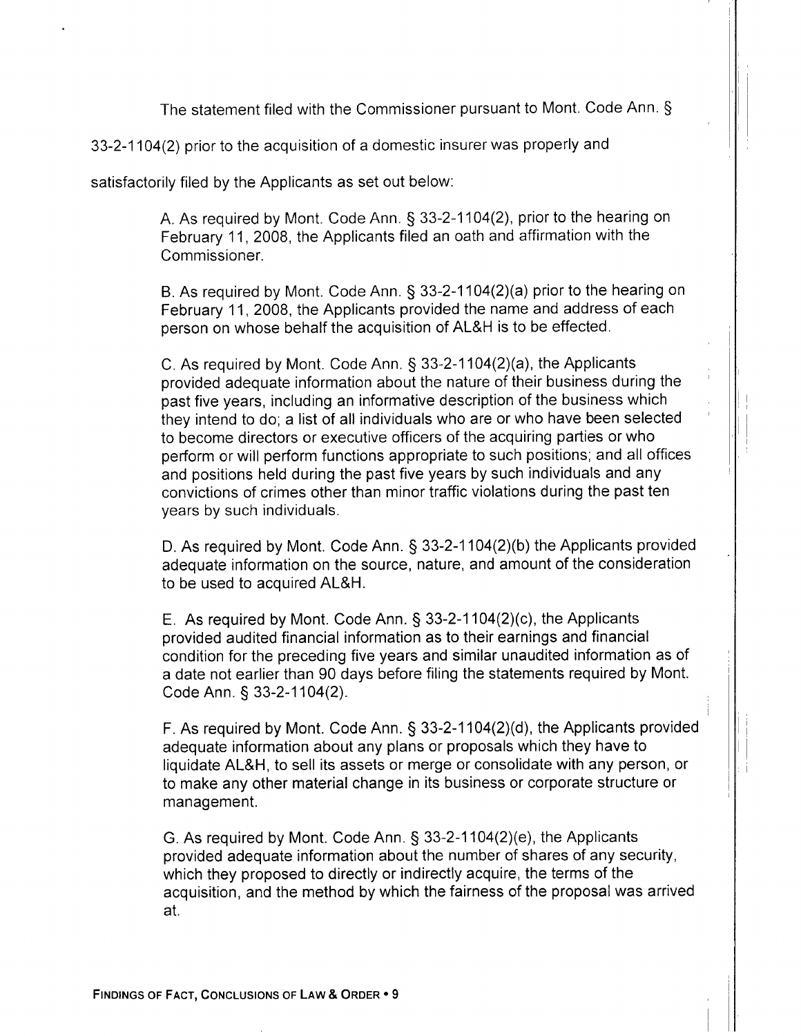The statement filed with the Commissioner pursuant to Mont. Code Ann. § 33-2-1104(2) prior to the acquisition of a domestic insurer was properly and satisfactorily filed by the Applicants as set out below:

> A. As required by Mont. Code Ann. § 33-2-1104(2), prior to the hearing on February 11, 2008, the Applicants filed an oath and affirmation with the Commissioner.
>
> B. As required by Mont. Code Ann. § 33-2-1104(2)(a) prior to the hearing on February 11, 2008, the Applicants provided the name and address of each person on whose behalf the acquisition of AL&H is to be effected.
>
> C. As required by Mont. Code Ann. § 33-2-1104(2)(a), the Applicants provided adequate information about the nature of their business during the past five years, including an informative description of the business which they intend to do; a list of all individuals who are or who have been selected to become directors or executive officers of the acquiring parties or who perform or will perform functions appropriate to such positions; and all offices and positions held during the past five years by such individuals and any convictions of crimes other than minor traffic violations during the past ten years by such individuals.
>
> D. As required by Mont. Code Ann. § 33-2-1104(2)(b) the Applicants provided adequate information on the source, nature, and amount of the consideration to be used to acquired AL&H.
>
> E. As required by Mont. Code Ann. § 33-2-1104(2)(c), the Applicants provided audited financial information as to their earnings and financial condition for the preceding five years and similar unaudited information as of a date not earlier than 90 days before filing the statements required by Mont. Code Ann. § 33-2-1104(2).
>
> F. As required by Mont. Code Ann. § 33-2-1104(2)(d), the Applicants provided adequate information about any plans or proposals which they have to liquidate AL&H, to sell its assets or merge or consolidate with any person, or to make any other material change in its business or corporate structure or management.
>
> G. As required by Mont. Code Ann. § 33-2-1104(2)(e), the Applicants provided adequate information about the number of shares of any security, which they proposed to directly or indirectly acquire, the terms of the acquisition, and the method by which the fairness of the proposal was arrived at.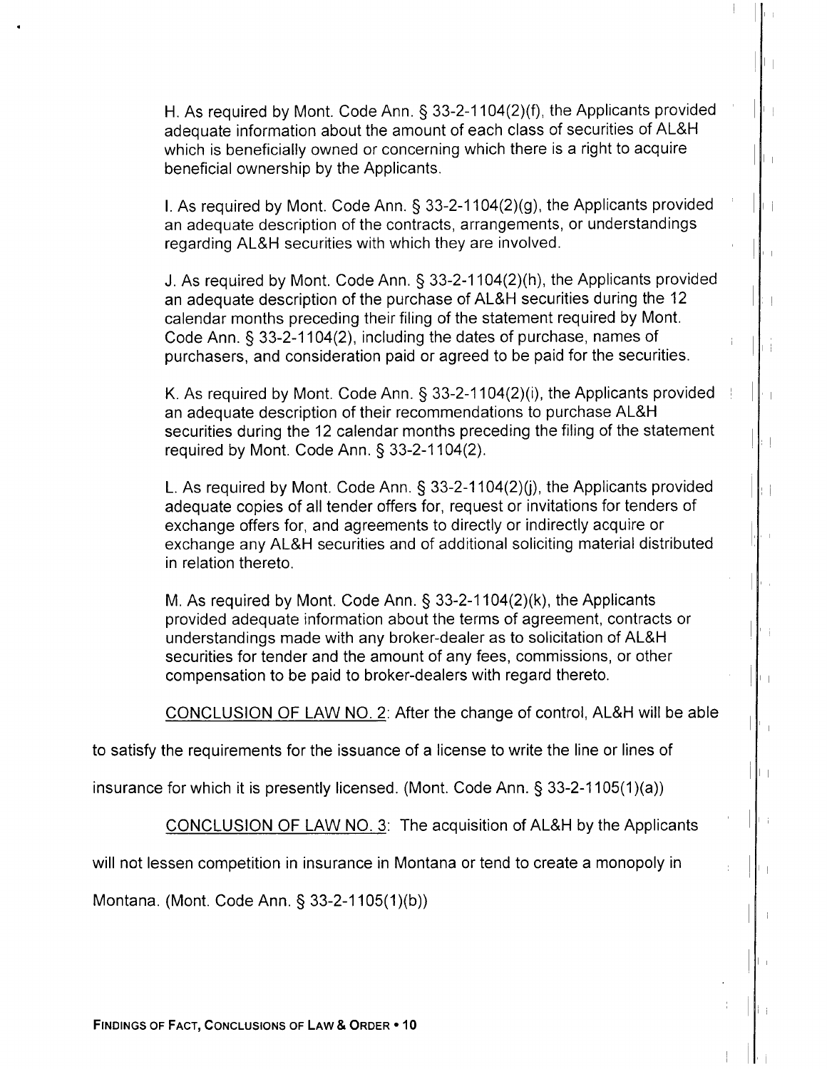H. As required by Mont. Code Ann. § 33-2-1104(2)(f), the Applicants provided adequate information about the amount of each class of securities of AL&H which is beneficially owned or concerning which there is a right to acquire beneficial ownership by the Applicants.

I. As required by Mont. Code Ann. § 33-2-1104(2)(g), the Applicants provided an adequate description of the contracts, arrangements, or understandings regarding AL&H securities with which they are involved.

J. As required by Mont. Code Ann. § 33-2-1104(2)(h), the Applicants provided an adequate description of the purchase of AL&H securities during the 12 calendar months preceding their filing of the statement required by Mont. Code Ann. § 33-2-1104(2), including the dates of purchase, names of purchasers, and consideration paid or agreed to be paid for the securities.

K. As required by Mont. Code Ann. § 33-2-1104(2)(i), the Applicants provided an adequate description of their recommendations to purchase AL&H securities during the 12 calendar months preceding the filing of the statement required by Mont. Code Ann. § 33-2-1104(2).

L. As required by Mont. Code Ann. § 33-2-1104(2)(j), the Applicants provided adequate copies of all tender offers for, request or invitations for tenders of exchange offers for, and agreements to directly or indirectly acquire or exchange any AL&H securities and of additional soliciting material distributed in relation thereto.

M. As required by Mont. Code Ann. § 33-2-1104(2)(k), the Applicants provided adequate information about the terms of agreement, contracts or understandings made with any broker-dealer as to solicitation of AL&H securities for tender and the amount of any fees, commissions, or other compensation to be paid to broker-dealers with regard thereto.

CONCLUSION OF LAW NO. 2: After the change of control, AL&H will be able to satisfy the requirements for the issuance of a license to write the line or lines of insurance for which it is presently licensed. (Mont. Code Ann. § 33-2-1105(1)(a))

CONCLUSION OF LAW NO. 3: The acquisition of AL&H by the Applicants will not lessen competition in insurance in Montana or tend to create a monopoly in Montana. (Mont. Code Ann. § 33-2-1105(1)(b))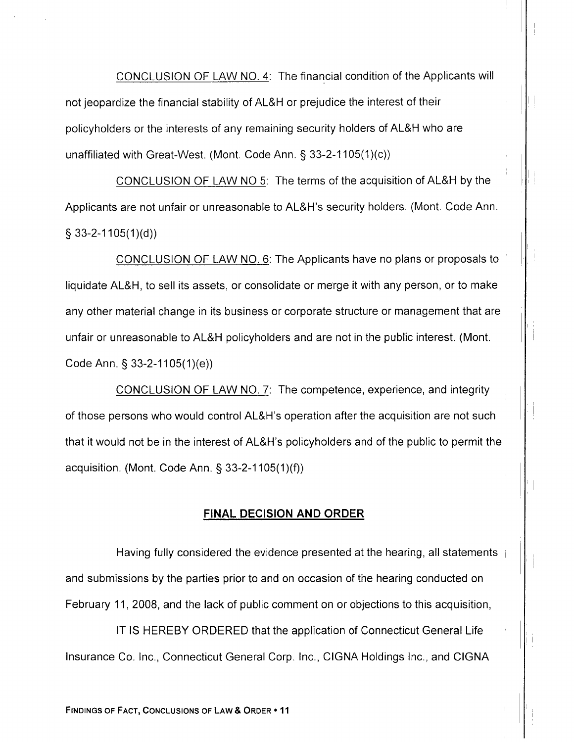CONCLUSION OF LAW NO. 4: The financial condition of the Applicants will not jeopardize the financial stability of AL&H or prejudice the interest of their policyholders or the interests of any remaining security holders of AL&H who are unaffiliated with Great-West. (Mont. Code Ann. § 33-2-1105(1)(c))

CONCLUSION OF LAW NO 5: The terms of the acquisition of AL&H by the Applicants are not unfair or unreasonable to AL&H's security holders. (Mont. Code Ann. § 33-2-1105(1)(d))

CONCLUSION OF LAW NO. 6: The Applicants have no plans or proposals to liquidate AL&H, to sell its assets, or consolidate or merge it with any person, or to make any other material change in its business or corporate structure or management that are unfair or unreasonable to AL&H policyholders and are not in the public interest. (Mont. Code Ann. § 33-2-1105(1)(e))

CONCLUSION OF LAW NO. 7: The competence, experience, and integrity of those persons who would control AL&H's operation after the acquisition are not such that it would not be in the interest of AL&H's policyholders and of the public to permit the acquisition. (Mont. Code Ann. § 33-2-1105(1)(f))

## FINAL DECISION AND ORDER

Having fully considered the evidence presented at the hearing, all statements and submissions by the parties prior to and on occasion of the hearing conducted on February 11, 2008, and the lack of public comment on or objections to this acquisition,

IT IS HEREBY ORDERED that the application of Connecticut General Life Insurance Co. Inc., Connecticut General Corp. Inc., CIGNA Holdings Inc., and CIGNA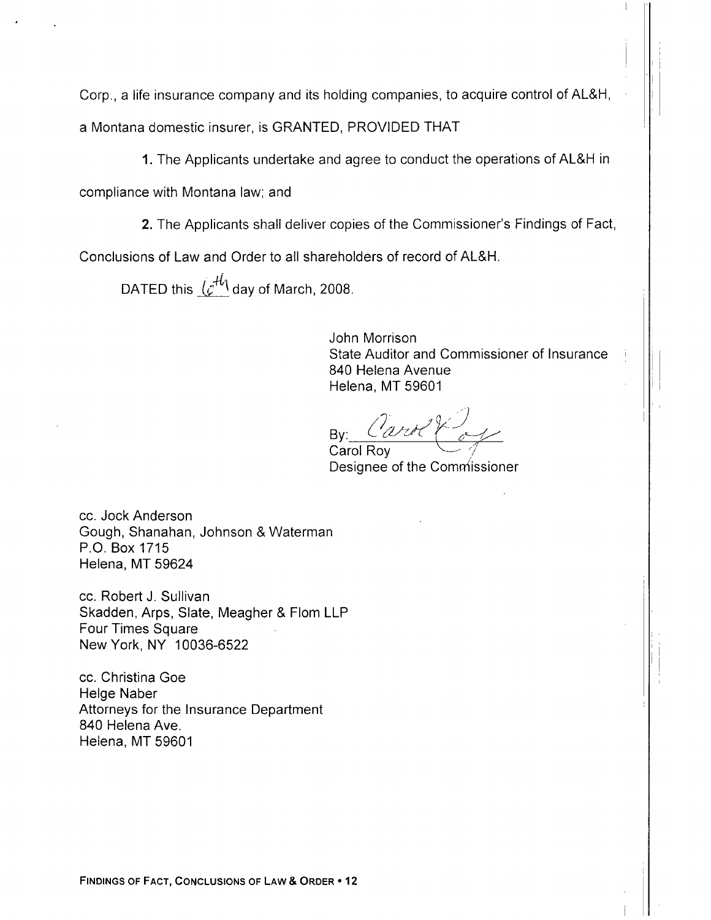Corp., a life insurance company and its holding companies, to acquire control of AL&H, a Montana domestic insurer, is GRANTED, PROVIDED THAT

**1.** The Applicants undertake and agree to conduct the operations of AL&H in compliance with Montana law; and

**2.** The Applicants shall deliver copies of the Commissioner's Findings of Fact, Conclusions of Law and Order to all shareholders of record of AL&H.

DATED this 6th day of March, 2008.

John Morrison
State Auditor and Commissioner of Insurance
840 Helena Avenue
Helena, MT 59601

By: Carol Roy
Carol Roy
Designee of the Commissioner

cc. Jock Anderson
Gough, Shanahan, Johnson & Waterman
P.O. Box 1715
Helena, MT 59624

cc. Robert J. Sullivan
Skadden, Arps, Slate, Meagher & Flom LLP
Four Times Square
New York, NY 10036-6522

cc. Christina Goe
Helge Naber
Attorneys for the Insurance Department
840 Helena Ave.
Helena, MT 59601